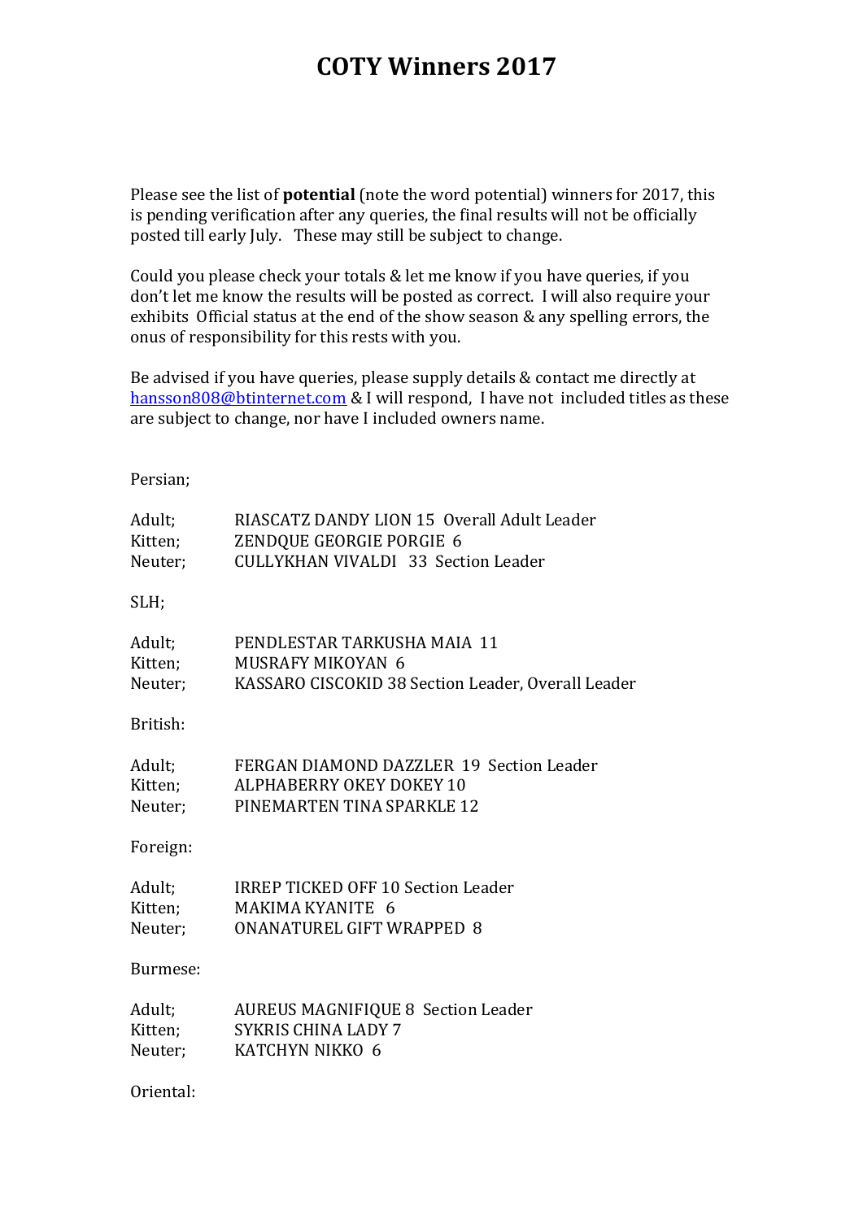# COTY Winners 2017

Please see the list of **potential** (note the word potential) winners for 2017, this is pending verification after any queries, the final results will not be officially posted till early July. These may still be subject to change.

Could you please check your totals & let me know if you have queries, if you don't let me know the results will be posted as correct. I will also require your exhibits Official status at the end of the show season & any spelling errors, the onus of responsibility for this rests with you.

Be advised if you have queries, please supply details & contact me directly at hansson808@btinternet.com & I will respond, I have not included titles as these are subject to change, nor have I included owners name.

Persian;

| | |
|---|---|
| Adult; | RIASCATZ DANDY LION 15 Overall Adult Leader |
| Kitten; | ZENDQUE GEORGIE PORGIE 6 |
| Neuter; | CULLYKHAN VIVALDI 33 Section Leader |

SLH;

| | |
|---|---|
| Adult; | PENDLESTAR TARKUSHA MAIA 11 |
| Kitten; | MUSRAFY MIKOYAN 6 |
| Neuter; | KASSARO CISCOKID 38 Section Leader, Overall Leader |

British:

| | |
|---|---|
| Adult; | FERGAN DIAMOND DAZZLER 19 Section Leader |
| Kitten; | ALPHABERRY OKEY DOKEY 10 |
| Neuter; | PINEMARTEN TINA SPARKLE 12 |

Foreign:

| | |
|---|---|
| Adult; | IRREP TICKED OFF 10 Section Leader |
| Kitten; | MAKIMA KYANITE 6 |
| Neuter; | ONANATUREL GIFT WRAPPED 8 |

Burmese:

| | |
|---|---|
| Adult; | AUREUS MAGNIFIQUE 8 Section Leader |
| Kitten; | SYKRIS CHINA LADY 7 |
| Neuter; | KATCHYN NIKKO 6 |

Oriental: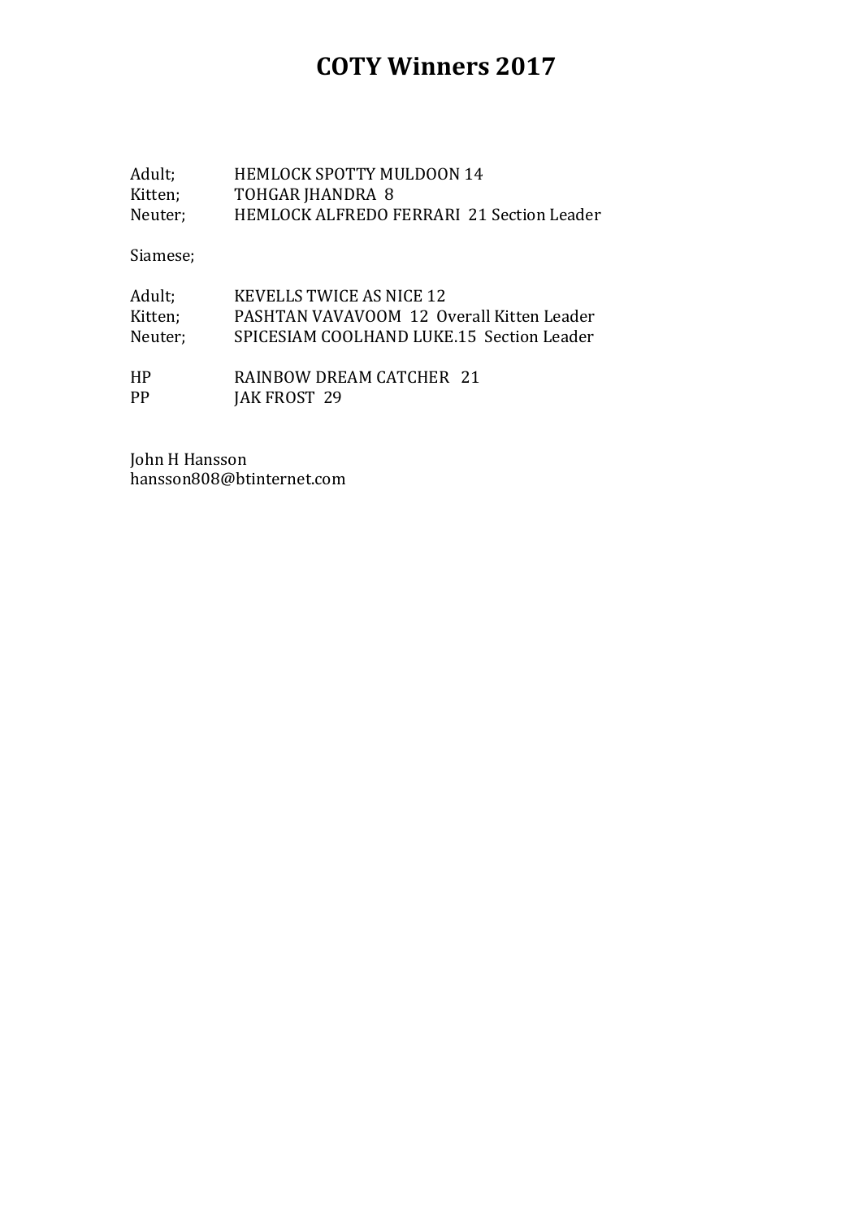# COTY Winners 2017

| | |
|---|---|
| Adult; | HEMLOCK SPOTTY MULDOON 14 |
| Kitten; | TOHGAR JHANDRA 8 |
| Neuter; | HEMLOCK ALFREDO FERRARI 21 Section Leader |

Siamese;

| | |
|---|---|
| Adult; | KEVELLS TWICE AS NICE 12 |
| Kitten; | PASHTAN VAVAVOOM 12 Overall Kitten Leader |
| Neuter; | SPICESIAM COOLHAND LUKE.15 Section Leader |

| | |
|---|---|
| HP | RAINBOW DREAM CATCHER 21 |
| PP | JAK FROST 29 |

John H Hansson
hansson808@btinternet.com